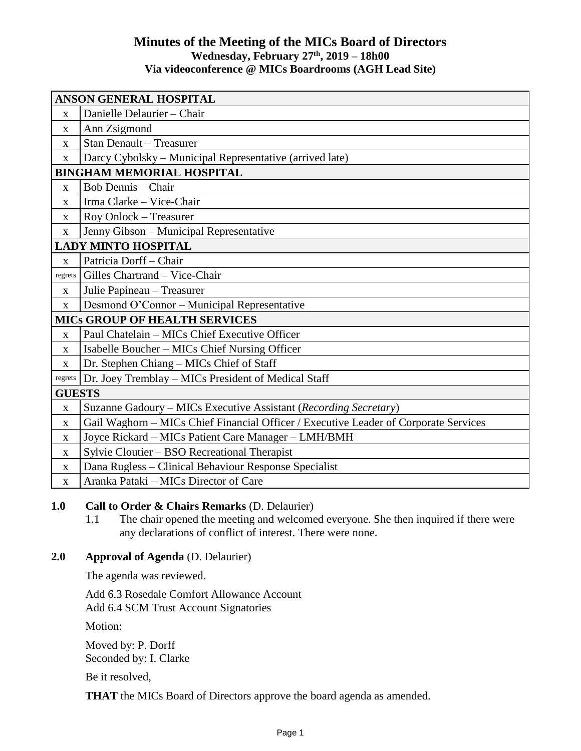# Minutes of the Meeting of the MICs Board of Directors

**Wednesday, February 27th, 2019 – 18h00**

**Via videoconference @ MICs Boardrooms (AGH Lead Site)**

| ANSON GENERAL HOSPITAL | |
|---|---|
| x | Danielle Delaurier – Chair |
| x | Ann Zsigmond |
| x | Stan Denault – Treasurer |
| x | Darcy Cybolsky – Municipal Representative (arrived late) |
| **BINGHAM MEMORIAL HOSPITAL** | |
| x | Bob Dennis – Chair |
| x | Irma Clarke – Vice-Chair |
| x | Roy Onlock – Treasurer |
| x | Jenny Gibson – Municipal Representative |
| **LADY MINTO HOSPITAL** | |
| x | Patricia Dorff – Chair |
| regrets | Gilles Chartrand – Vice-Chair |
| x | Julie Papineau – Treasurer |
| x | Desmond O'Connor – Municipal Representative |
| **MICs GROUP OF HEALTH SERVICES** | |
| x | Paul Chatelain – MICs Chief Executive Officer |
| x | Isabelle Boucher – MICs Chief Nursing Officer |
| x | Dr. Stephen Chiang – MICs Chief of Staff |
| regrets | Dr. Joey Tremblay – MICs President of Medical Staff |
| **GUESTS** | |
| x | Suzanne Gadoury – MICs Executive Assistant (*Recording Secretary*) |
| x | Gail Waghorn – MICs Chief Financial Officer / Executive Leader of Corporate Services |
| x | Joyce Rickard – MICs Patient Care Manager – LMH/BMH |
| x | Sylvie Cloutier – BSO Recreational Therapist |
| x | Dana Rugless – Clinical Behaviour Response Specialist |
| x | Aranka Pataki – MICs Director of Care |

**1.0 Call to Order & Chairs Remarks** (D. Delaurier)

1.1 The chair opened the meeting and welcomed everyone. She then inquired if there were any declarations of conflict of interest. There were none.

**2.0 Approval of Agenda** (D. Delaurier)

The agenda was reviewed.

Add 6.3 Rosedale Comfort Allowance Account
Add 6.4 SCM Trust Account Signatories

Motion:

Moved by: P. Dorff
Seconded by: I. Clarke

Be it resolved,

**THAT** the MICs Board of Directors approve the board agenda as amended.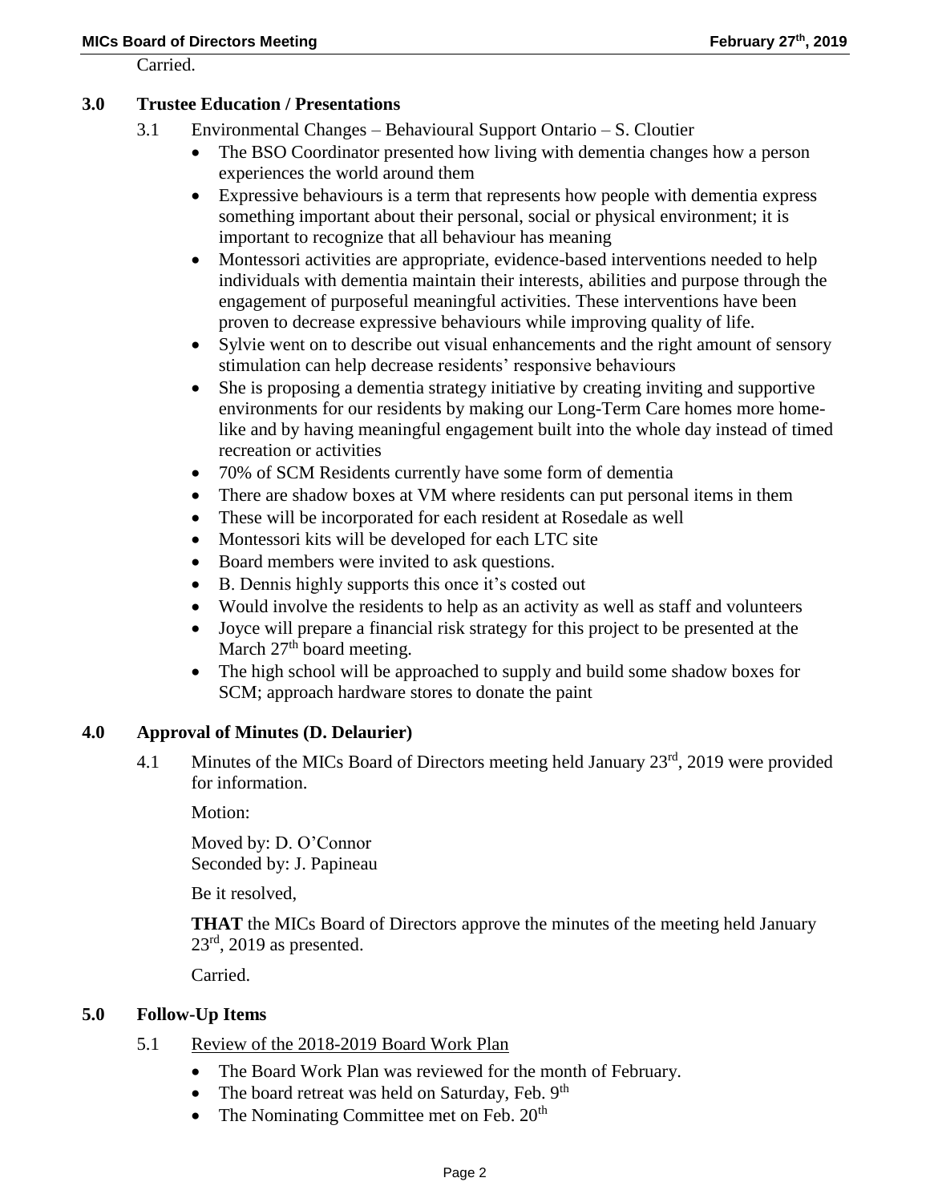Carried.

## 3.0 Trustee Education / Presentations

3.1 Environmental Changes – Behavioural Support Ontario – S. Cloutier

- The BSO Coordinator presented how living with dementia changes how a person experiences the world around them
- Expressive behaviours is a term that represents how people with dementia express something important about their personal, social or physical environment; it is important to recognize that all behaviour has meaning
- Montessori activities are appropriate, evidence-based interventions needed to help individuals with dementia maintain their interests, abilities and purpose through the engagement of purposeful meaningful activities. These interventions have been proven to decrease expressive behaviours while improving quality of life.
- Sylvie went on to describe out visual enhancements and the right amount of sensory stimulation can help decrease residents' responsive behaviours
- She is proposing a dementia strategy initiative by creating inviting and supportive environments for our residents by making our Long-Term Care homes more home-like and by having meaningful engagement built into the whole day instead of timed recreation or activities
- 70% of SCM Residents currently have some form of dementia
- There are shadow boxes at VM where residents can put personal items in them
- These will be incorporated for each resident at Rosedale as well
- Montessori kits will be developed for each LTC site
- Board members were invited to ask questions.
- B. Dennis highly supports this once it's costed out
- Would involve the residents to help as an activity as well as staff and volunteers
- Joyce will prepare a financial risk strategy for this project to be presented at the March 27th board meeting.
- The high school will be approached to supply and build some shadow boxes for SCM; approach hardware stores to donate the paint

## 4.0 Approval of Minutes (D. Delaurier)

4.1 Minutes of the MICs Board of Directors meeting held January 23rd, 2019 were provided for information.

Motion:

Moved by: D. O'Connor
Seconded by: J. Papineau

Be it resolved,

**THAT** the MICs Board of Directors approve the minutes of the meeting held January 23rd, 2019 as presented.

Carried.

## 5.0 Follow-Up Items

5.1 Review of the 2018-2019 Board Work Plan

- The Board Work Plan was reviewed for the month of February.
- The board retreat was held on Saturday, Feb. 9th
- The Nominating Committee met on Feb. 20th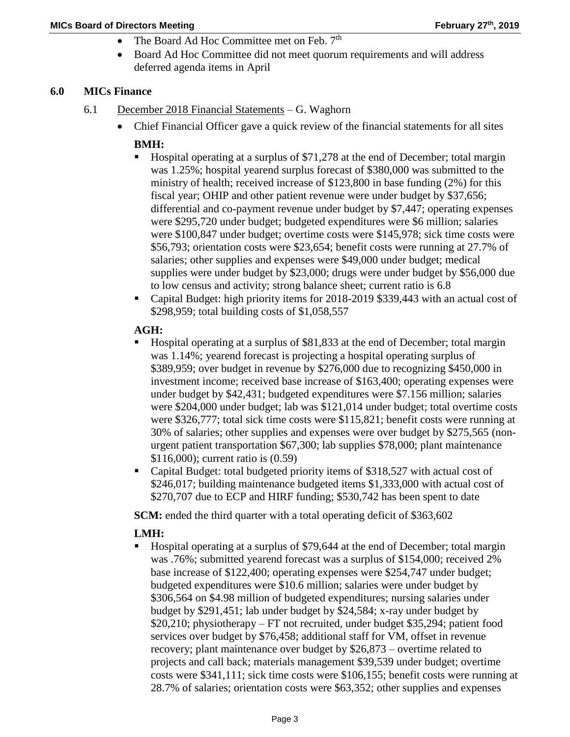- The Board Ad Hoc Committee met on Feb. 7th
- Board Ad Hoc Committee did not meet quorum requirements and will address deferred agenda items in April

## 6.0 MICs Finance

6.1 December 2018 Financial Statements – G. Waghorn

- Chief Financial Officer gave a quick review of the financial statements for all sites

**BMH:**

- Hospital operating at a surplus of $71,278 at the end of December; total margin was 1.25%; hospital yearend surplus forecast of $380,000 was submitted to the ministry of health; received increase of $123,800 in base funding (2%) for this fiscal year; OHIP and other patient revenue were under budget by $37,656; differential and co-payment revenue under budget by $7,447; operating expenses were $295,720 under budget; budgeted expenditures were $6 million; salaries were $100,847 under budget; overtime costs were $145,978; sick time costs were $56,793; orientation costs were $23,654; benefit costs were running at 27.7% of salaries; other supplies and expenses were $49,000 under budget; medical supplies were under budget by $23,000; drugs were under budget by $56,000 due to low census and activity; strong balance sheet; current ratio is 6.8
- Capital Budget: high priority items for 2018-2019 $339,443 with an actual cost of $298,959; total building costs of $1,058,557

**AGH:**

- Hospital operating at a surplus of $81,833 at the end of December; total margin was 1.14%; yearend forecast is projecting a hospital operating surplus of $389,959; over budget in revenue by $276,000 due to recognizing $450,000 in investment income; received base increase of $163,400; operating expenses were under budget by $42,431; budgeted expenditures were $7.156 million; salaries were $204,000 under budget; lab was $121,014 under budget; total overtime costs were $326,777; total sick time costs were $115,821; benefit costs were running at 30% of salaries; other supplies and expenses were over budget by $275,565 (non-urgent patient transportation $67,300; lab supplies $78,000; plant maintenance $116,000); current ratio is (0.59)
- Capital Budget: total budgeted priority items of $318,527 with actual cost of $246,017; building maintenance budgeted items $1,333,000 with actual cost of $270,707 due to ECP and HIRF funding; $530,742 has been spent to date

**SCM:** ended the third quarter with a total operating deficit of $363,602

**LMH:**

- Hospital operating at a surplus of $79,644 at the end of December; total margin was .76%; submitted yearend forecast was a surplus of $154,000; received 2% base increase of $122,400; operating expenses were $254,747 under budget; budgeted expenditures were $10.6 million; salaries were under budget by $306,564 on $4.98 million of budgeted expenditures; nursing salaries under budget by $291,451; lab under budget by $24,584; x-ray under budget by $20,210; physiotherapy – FT not recruited, under budget $35,294; patient food services over budget by $76,458; additional staff for VM, offset in revenue recovery; plant maintenance over budget by $26,873 – overtime related to projects and call back; materials management $39,539 under budget; overtime costs were $341,111; sick time costs were $106,155; benefit costs were running at 28.7% of salaries; orientation costs were $63,352; other supplies and expenses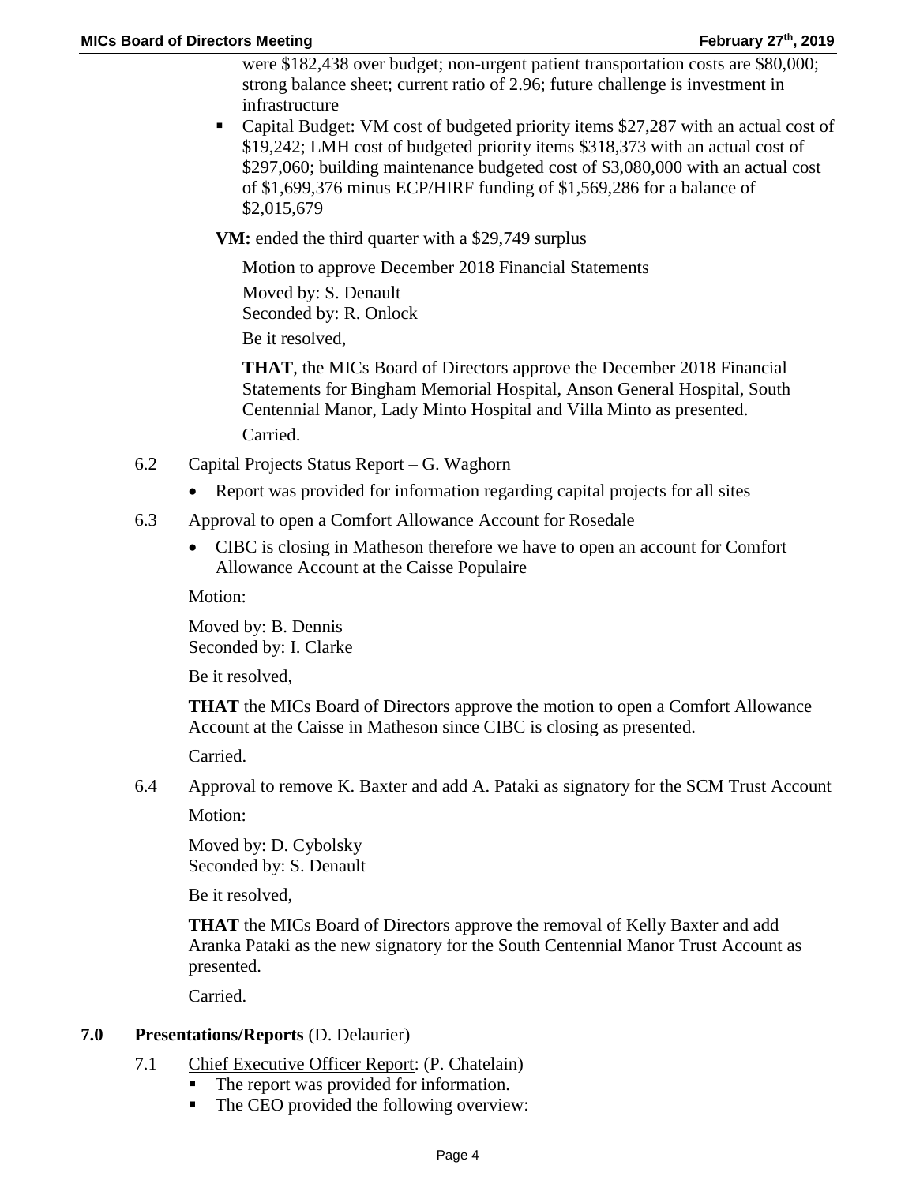- were $182,438 over budget; non-urgent patient transportation costs are $80,000; strong balance sheet; current ratio of 2.96; future challenge is investment in infrastructure
- Capital Budget: VM cost of budgeted priority items $27,287 with an actual cost of $19,242; LMH cost of budgeted priority items $318,373 with an actual cost of $297,060; building maintenance budgeted cost of $3,080,000 with an actual cost of $1,699,376 minus ECP/HIRF funding of $1,569,286 for a balance of $2,015,679

**VM:** ended the third quarter with a $29,749 surplus

Motion to approve December 2018 Financial Statements

Moved by: S. Denault
Seconded by: R. Onlock

Be it resolved,

**THAT**, the MICs Board of Directors approve the December 2018 Financial Statements for Bingham Memorial Hospital, Anson General Hospital, South Centennial Manor, Lady Minto Hospital and Villa Minto as presented.

Carried.

6.2 Capital Projects Status Report – G. Waghorn

- Report was provided for information regarding capital projects for all sites

6.3 Approval to open a Comfort Allowance Account for Rosedale

- CIBC is closing in Matheson therefore we have to open an account for Comfort Allowance Account at the Caisse Populaire

Motion:

Moved by: B. Dennis
Seconded by: I. Clarke

Be it resolved,

**THAT** the MICs Board of Directors approve the motion to open a Comfort Allowance Account at the Caisse in Matheson since CIBC is closing as presented.

Carried.

6.4 Approval to remove K. Baxter and add A. Pataki as signatory for the SCM Trust Account

Motion:

Moved by: D. Cybolsky
Seconded by: S. Denault

Be it resolved,

**THAT** the MICs Board of Directors approve the removal of Kelly Baxter and add Aranka Pataki as the new signatory for the South Centennial Manor Trust Account as presented.

Carried.

## 7.0 Presentations/Reports (D. Delaurier)

7.1 Chief Executive Officer Report: (P. Chatelain)

- The report was provided for information.
- The CEO provided the following overview: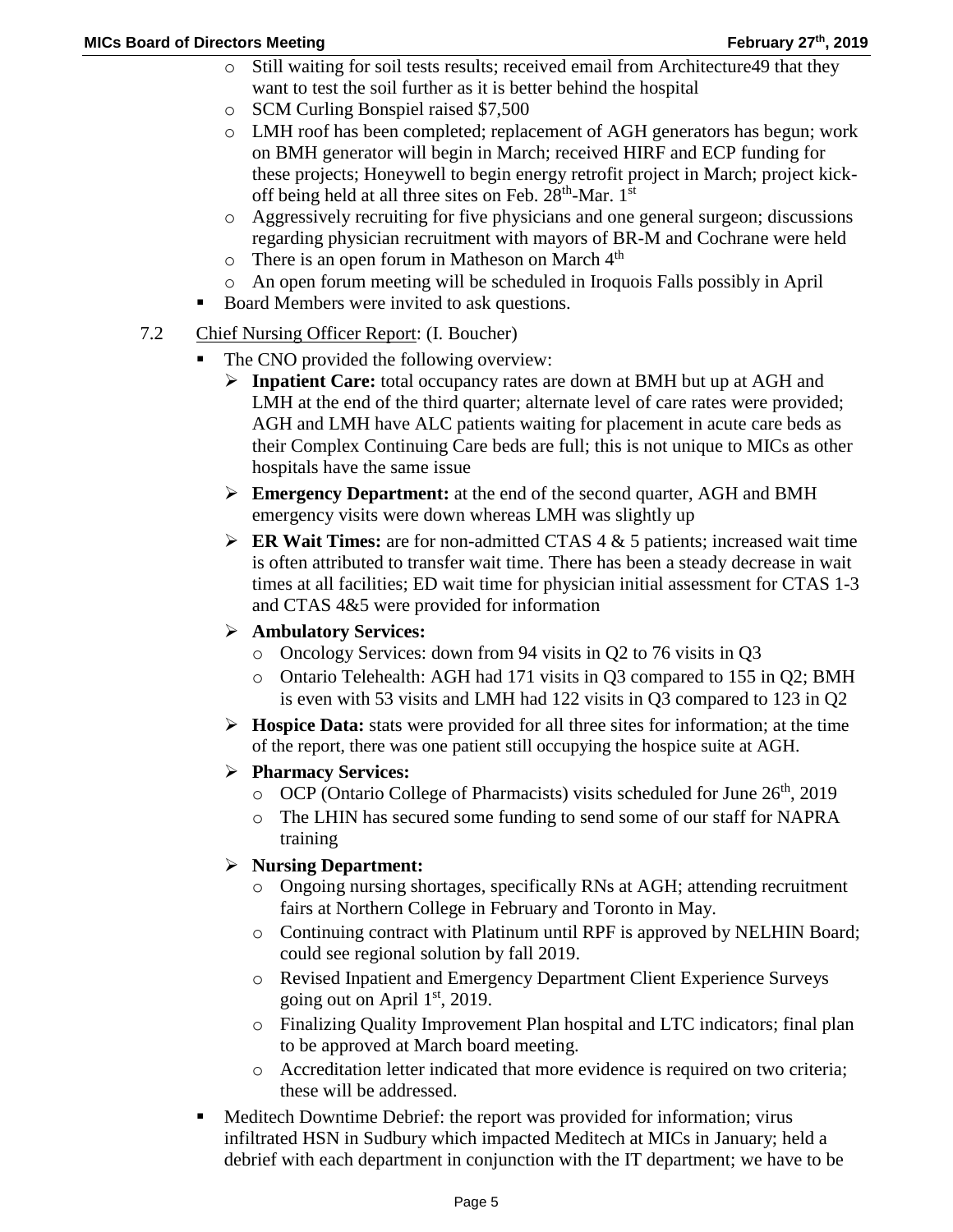- Still waiting for soil tests results; received email from Architecture49 that they want to test the soil further as it is better behind the hospital
- SCM Curling Bonspiel raised $7,500
- LMH roof has been completed; replacement of AGH generators has begun; work on BMH generator will begin in March; received HIRF and ECP funding for these projects; Honeywell to begin energy retrofit project in March; project kick-off being held at all three sites on Feb. 28th-Mar. 1st
- Aggressively recruiting for five physicians and one general surgeon; discussions regarding physician recruitment with mayors of BR-M and Cochrane were held
- There is an open forum in Matheson on March 4th
- An open forum meeting will be scheduled in Iroquois Falls possibly in April

- Board Members were invited to ask questions.

7.2 Chief Nursing Officer Report: (I. Boucher)

- The CNO provided the following overview:
  - **Inpatient Care:** total occupancy rates are down at BMH but up at AGH and LMH at the end of the third quarter; alternate level of care rates were provided; AGH and LMH have ALC patients waiting for placement in acute care beds as their Complex Continuing Care beds are full; this is not unique to MICs as other hospitals have the same issue
  - **Emergency Department:** at the end of the second quarter, AGH and BMH emergency visits were down whereas LMH was slightly up
  - **ER Wait Times:** are for non-admitted CTAS 4 & 5 patients; increased wait time is often attributed to transfer wait time. There has been a steady decrease in wait times at all facilities; ED wait time for physician initial assessment for CTAS 1-3 and CTAS 4&5 were provided for information
  - **Ambulatory Services:**
    - Oncology Services: down from 94 visits in Q2 to 76 visits in Q3
    - Ontario Telehealth: AGH had 171 visits in Q3 compared to 155 in Q2; BMH is even with 53 visits and LMH had 122 visits in Q3 compared to 123 in Q2
  - **Hospice Data:** stats were provided for all three sites for information; at the time of the report, there was one patient still occupying the hospice suite at AGH.
  - **Pharmacy Services:**
    - OCP (Ontario College of Pharmacists) visits scheduled for June 26th, 2019
    - The LHIN has secured some funding to send some of our staff for NAPRA training
  - **Nursing Department:**
    - Ongoing nursing shortages, specifically RNs at AGH; attending recruitment fairs at Northern College in February and Toronto in May.
    - Continuing contract with Platinum until RPF is approved by NELHIN Board; could see regional solution by fall 2019.
    - Revised Inpatient and Emergency Department Client Experience Surveys going out on April 1st, 2019.
    - Finalizing Quality Improvement Plan hospital and LTC indicators; final plan to be approved at March board meeting.
    - Accreditation letter indicated that more evidence is required on two criteria; these will be addressed.
- Meditech Downtime Debrief: the report was provided for information; virus infiltrated HSN in Sudbury which impacted Meditech at MICs in January; held a debrief with each department in conjunction with the IT department; we have to be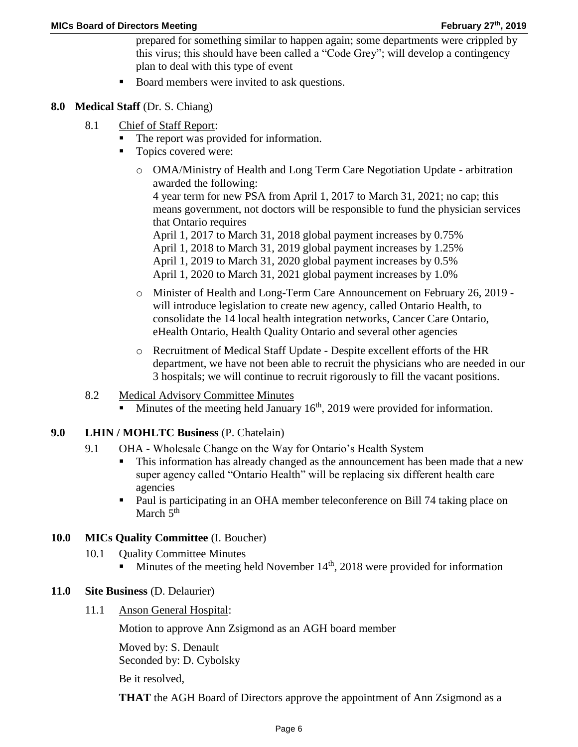prepared for something similar to happen again; some departments were crippled by this virus; this should have been called a "Code Grey"; will develop a contingency plan to deal with this type of event

- Board members were invited to ask questions.

## 8.0 Medical Staff (Dr. S. Chiang)

8.1 Chief of Staff Report:

- The report was provided for information.
- Topics covered were:
  - OMA/Ministry of Health and Long Term Care Negotiation Update - arbitration awarded the following:
    4 year term for new PSA from April 1, 2017 to March 31, 2021; no cap; this means government, not doctors will be responsible to fund the physician services that Ontario requires
    April 1, 2017 to March 31, 2018 global payment increases by 0.75%
    April 1, 2018 to March 31, 2019 global payment increases by 1.25%
    April 1, 2019 to March 31, 2020 global payment increases by 0.5%
    April 1, 2020 to March 31, 2021 global payment increases by 1.0%
  - Minister of Health and Long-Term Care Announcement on February 26, 2019 - will introduce legislation to create new agency, called Ontario Health, to consolidate the 14 local health integration networks, Cancer Care Ontario, eHealth Ontario, Health Quality Ontario and several other agencies
  - Recruitment of Medical Staff Update - Despite excellent efforts of the HR department, we have not been able to recruit the physicians who are needed in our 3 hospitals; we will continue to recruit rigorously to fill the vacant positions.

8.2 Medical Advisory Committee Minutes

- Minutes of the meeting held January 16th, 2019 were provided for information.

## 9.0 LHIN / MOHLTC Business (P. Chatelain)

9.1 OHA - Wholesale Change on the Way for Ontario's Health System

- This information has already changed as the announcement has been made that a new super agency called "Ontario Health" will be replacing six different health care agencies
- Paul is participating in an OHA member teleconference on Bill 74 taking place on March 5th

## 10.0 MICs Quality Committee (I. Boucher)

10.1 Quality Committee Minutes

- Minutes of the meeting held November 14th, 2018 were provided for information

## 11.0 Site Business (D. Delaurier)

11.1 Anson General Hospital:

Motion to approve Ann Zsigmond as an AGH board member

Moved by: S. Denault
Seconded by: D. Cybolsky

Be it resolved,

**THAT** the AGH Board of Directors approve the appointment of Ann Zsigmond as a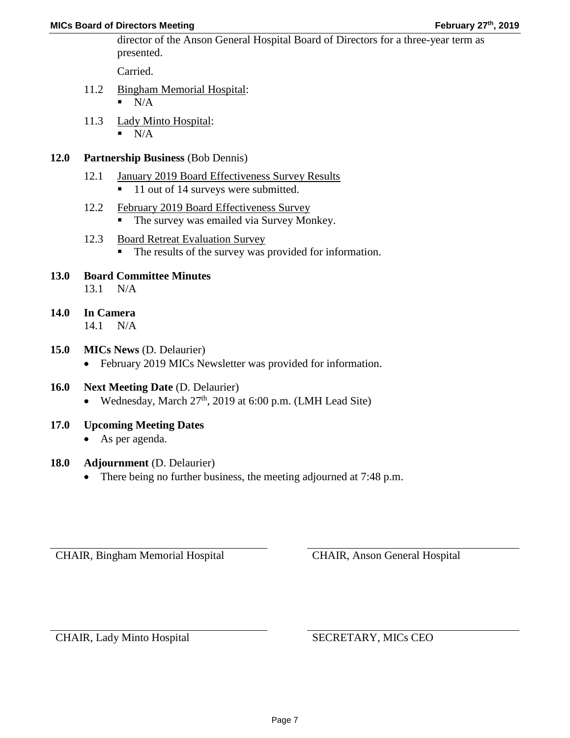director of the Anson General Hospital Board of Directors for a three-year term as presented.

Carried.

11.2 Bingham Memorial Hospital:
- N/A

11.3 Lady Minto Hospital:
- N/A

**12.0 Partnership Business** (Bob Dennis)

12.1 January 2019 Board Effectiveness Survey Results
- 11 out of 14 surveys were submitted.

12.2 February 2019 Board Effectiveness Survey
- The survey was emailed via Survey Monkey.

12.3 Board Retreat Evaluation Survey
- The results of the survey was provided for information.

**13.0 Board Committee Minutes**

13.1 N/A

**14.0 In Camera**

14.1 N/A

**15.0 MICs News** (D. Delaurier)
- February 2019 MICs Newsletter was provided for information.

**16.0 Next Meeting Date** (D. Delaurier)
- Wednesday, March 27th, 2019 at 6:00 p.m. (LMH Lead Site)

**17.0 Upcoming Meeting Dates**
- As per agenda.

**18.0 Adjournment** (D. Delaurier)
- There being no further business, the meeting adjourned at 7:48 p.m.

CHAIR, Bingham Memorial Hospital

CHAIR, Anson General Hospital

CHAIR, Lady Minto Hospital

SECRETARY, MICs CEO